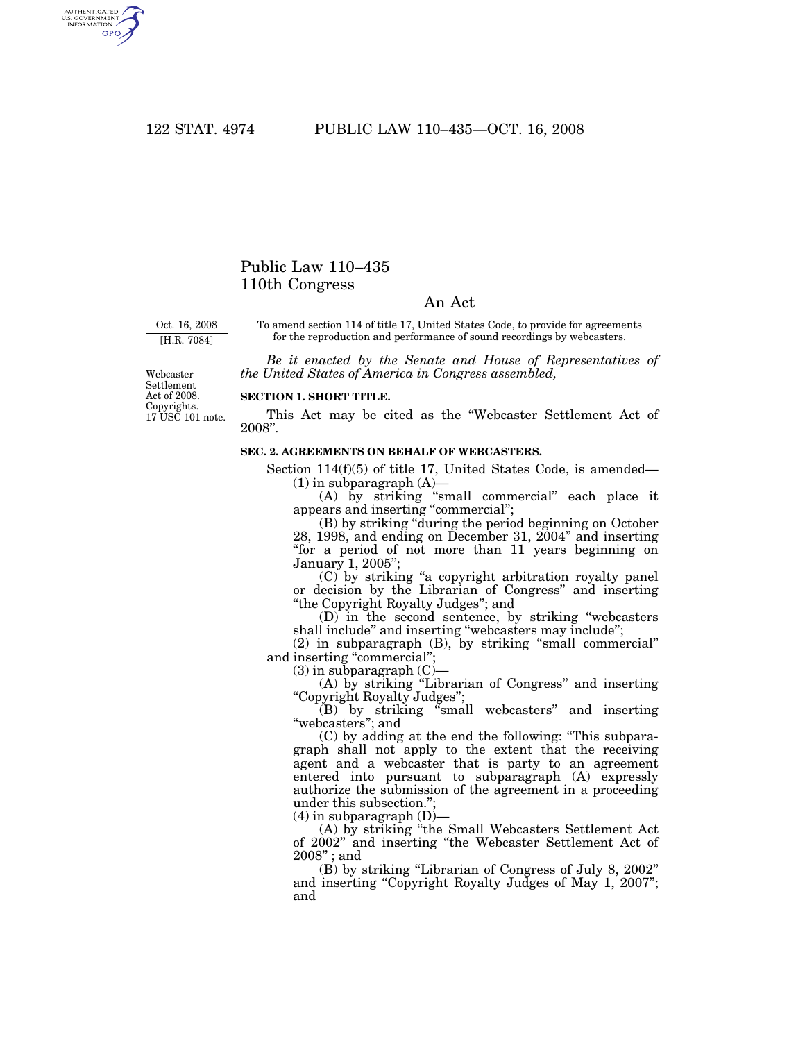# Public Law 110–435
# 110th Congress

## An Act

Oct. 16, 2008
[H.R. 7084]

To amend section 114 of title 17, United States Code, to provide for agreements for the reproduction and performance of sound recordings by webcasters.

*Be it enacted by the Senate and House of Representatives of the United States of America in Congress assembled,*

Webcaster Settlement Act of 2008. Copyrights. 17 USC 101 note.

**SECTION 1. SHORT TITLE.**

This Act may be cited as the "Webcaster Settlement Act of 2008".

**SEC. 2. AGREEMENTS ON BEHALF OF WEBCASTERS.**

Section 114(f)(5) of title 17, United States Code, is amended—

(1) in subparagraph (A)—

(A) by striking "small commercial" each place it appears and inserting "commercial";

(B) by striking "during the period beginning on October 28, 1998, and ending on December 31, 2004" and inserting "for a period of not more than 11 years beginning on January 1, 2005";

(C) by striking "a copyright arbitration royalty panel or decision by the Librarian of Congress" and inserting "the Copyright Royalty Judges"; and

(D) in the second sentence, by striking "webcasters shall include" and inserting "webcasters may include";

(2) in subparagraph (B), by striking "small commercial" and inserting "commercial";

(3) in subparagraph (C)—

(A) by striking "Librarian of Congress" and inserting "Copyright Royalty Judges";

(B) by striking "small webcasters" and inserting "webcasters"; and

(C) by adding at the end the following: "This subparagraph shall not apply to the extent that the receiving agent and a webcaster that is party to an agreement entered into pursuant to subparagraph (A) expressly authorize the submission of the agreement in a proceeding under this subsection.";

(4) in subparagraph (D)—

(A) by striking "the Small Webcasters Settlement Act of 2002" and inserting "the Webcaster Settlement Act of 2008"; and

(B) by striking "Librarian of Congress of July 8, 2002" and inserting "Copyright Royalty Judges of May 1, 2007"; and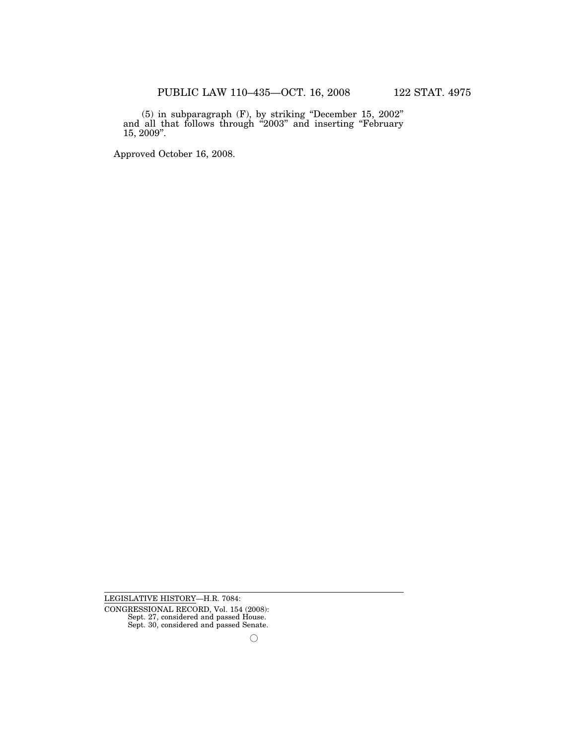(5) in subparagraph (F), by striking "December 15, 2002" and all that follows through "2003" and inserting "February 15, 2009".

Approved October 16, 2008.

LEGISLATIVE HISTORY—H.R. 7084:

CONGRESSIONAL RECORD, Vol. 154 (2008):

Sept. 27, considered and passed House.

Sept. 30, considered and passed Senate.